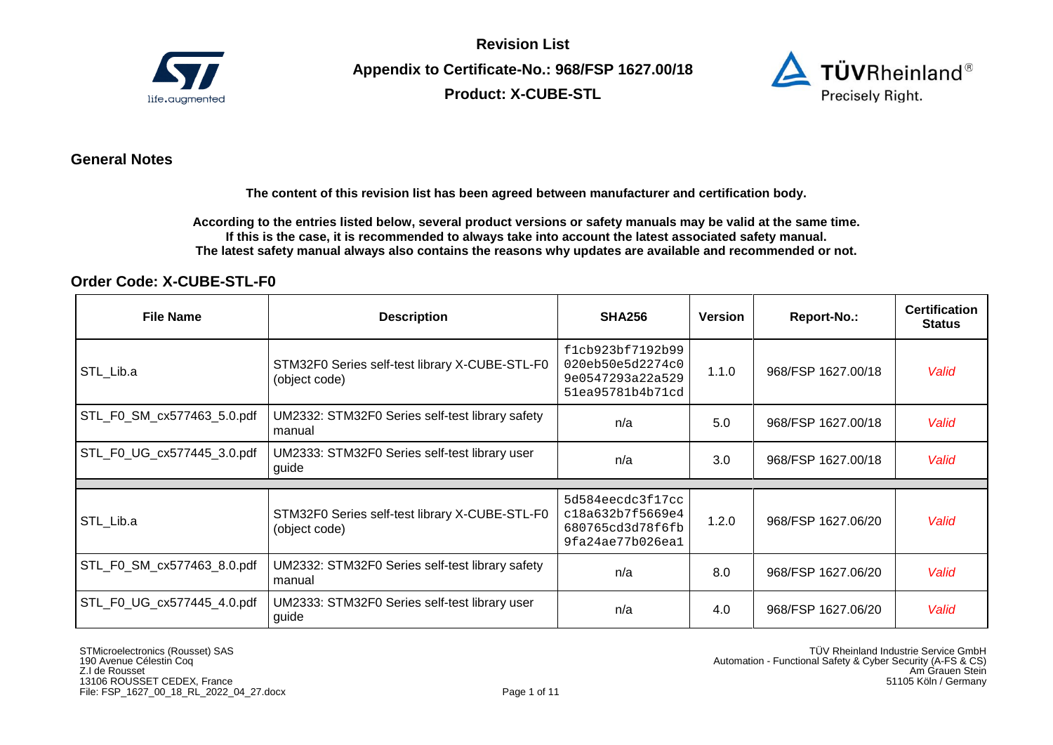**Revision List**

**Appendix to Certificate-No.: 968/FSP 1627.00/18**

**Product: X-CUBE-STL**

## General Notes

**The content of this revision list has been agreed between manufacturer and certification body.**

**According to the entries listed below, several product versions or safety manuals may be valid at the same time.**
**If this is the case, it is recommended to always take into account the latest associated safety manual.**
**The latest safety manual always also contains the reasons why updates are available and recommended or not.**

## Order Code: X-CUBE-STL-F0

| File Name | Description | SHA256 | Version | Report-No.: | Certification Status |
|---|---|---|---|---|---|
| STL_Lib.a | STM32F0 Series self-test library X-CUBE-STL-F0 (object code) | f1cb923bf7192b99 020eb50e5d2274c0 9e0547293a22a529 51ea95781b4b71cd | 1.1.0 | 968/FSP 1627.00/18 | *Valid* |
| STL_F0_SM_cx577463_5.0.pdf | UM2332: STM32F0 Series self-test library safety manual | n/a | 5.0 | 968/FSP 1627.00/18 | *Valid* |
| STL_F0_UG_cx577445_3.0.pdf | UM2333: STM32F0 Series self-test library user guide | n/a | 3.0 | 968/FSP 1627.00/18 | *Valid* |
| | | | | | |
| STL_Lib.a | STM32F0 Series self-test library X-CUBE-STL-F0 (object code) | 5d584eecdc3f17cc c18a632b7f5669e4 680765cd3d78f6fb 9fa24ae77b026ea1 | 1.2.0 | 968/FSP 1627.06/20 | *Valid* |
| STL_F0_SM_cx577463_8.0.pdf | UM2332: STM32F0 Series self-test library safety manual | n/a | 8.0 | 968/FSP 1627.06/20 | *Valid* |
| STL_F0_UG_cx577445_4.0.pdf | UM2333: STM32F0 Series self-test library user guide | n/a | 4.0 | 968/FSP 1627.06/20 | *Valid* |

STMicroelectronics (Rousset) SAS
190 Avenue Célestin Coq
Z.I de Rousset
13106 ROUSSET CEDEX, France
File: FSP_1627_00_18_RL_2022_04_27.docx

TÜV Rheinland Industrie Service GmbH
Automation - Functional Safety & Cyber Security (A-FS & CS)
Am Grauen Stein
51105 Köln / Germany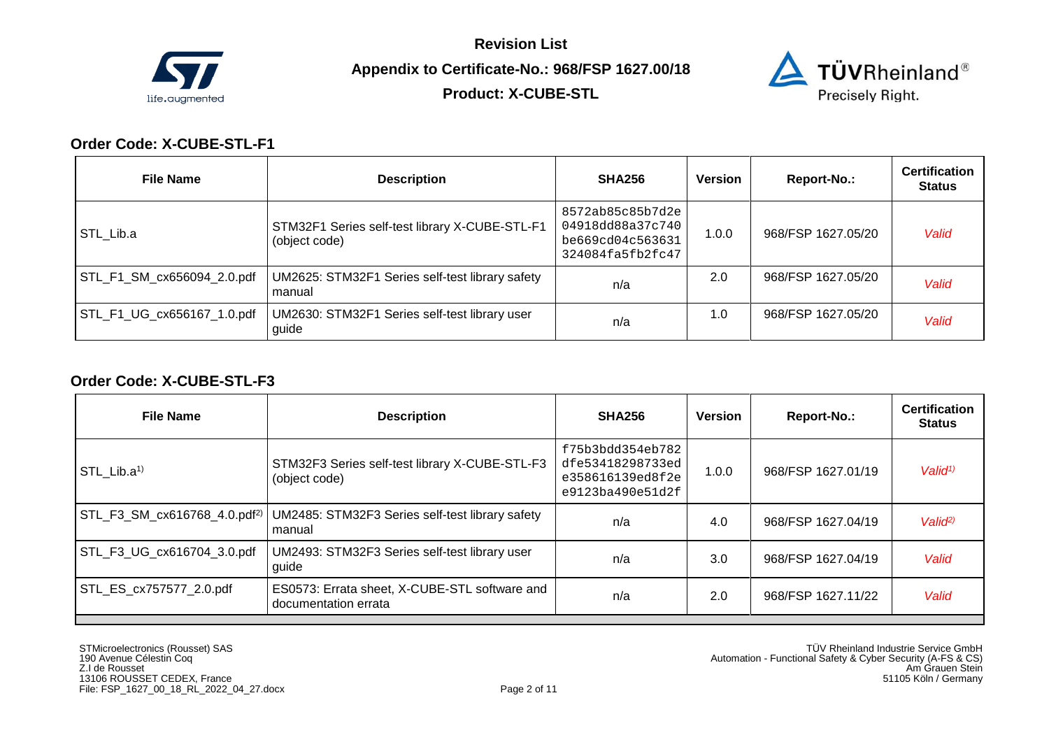**Revision List**

**Appendix to Certificate-No.: 968/FSP 1627.00/18**

**Product: X-CUBE-STL**

### Order Code: X-CUBE-STL-F1

| File Name | Description | SHA256 | Version | Report-No.: | Certification Status |
|---|---|---|---|---|---|
| STL_Lib.a | STM32F1 Series self-test library X-CUBE-STL-F1 (object code) | 8572ab85c85b7d2e04918dd88a37c740be669cd04c563631324084fa5fb2fc47 | 1.0.0 | 968/FSP 1627.05/20 | *Valid* |
| STL_F1_SM_cx656094_2.0.pdf | UM2625: STM32F1 Series self-test library safety manual | n/a | 2.0 | 968/FSP 1627.05/20 | *Valid* |
| STL_F1_UG_cx656167_1.0.pdf | UM2630: STM32F1 Series self-test library user guide | n/a | 1.0 | 968/FSP 1627.05/20 | *Valid* |

### Order Code: X-CUBE-STL-F3

| File Name | Description | SHA256 | Version | Report-No.: | Certification Status |
|---|---|---|---|---|---|
| STL_Lib.a[1)] | STM32F3 Series self-test library X-CUBE-STL-F3 (object code) | f75b3bdd354eb782dfe53418298733ede358616139ed8f2ee9123ba490e51d2f | 1.0.0 | 968/FSP 1627.01/19 | *Valid[1)]* |
| STL_F3_SM_cx616768_4.0.pdf[2)] | UM2485: STM32F3 Series self-test library safety manual | n/a | 4.0 | 968/FSP 1627.04/19 | *Valid[2)]* |
| STL_F3_UG_cx616704_3.0.pdf | UM2493: STM32F3 Series self-test library user guide | n/a | 3.0 | 968/FSP 1627.04/19 | *Valid* |
| STL_ES_cx757577_2.0.pdf | ES0573: Errata sheet, X-CUBE-STL software and documentation errata | n/a | 2.0 | 968/FSP 1627.11/22 | *Valid* |

STMicroelectronics (Rousset) SAS
190 Avenue Célestin Coq
Z.I de Rousset
13106 ROUSSET CEDEX, France
File: FSP_1627_00_18_RL_2022_04_27.docx

TÜV Rheinland Industrie Service GmbH
Automation - Functional Safety & Cyber Security (A-FS & CS)
Am Grauen Stein
51105 Köln / Germany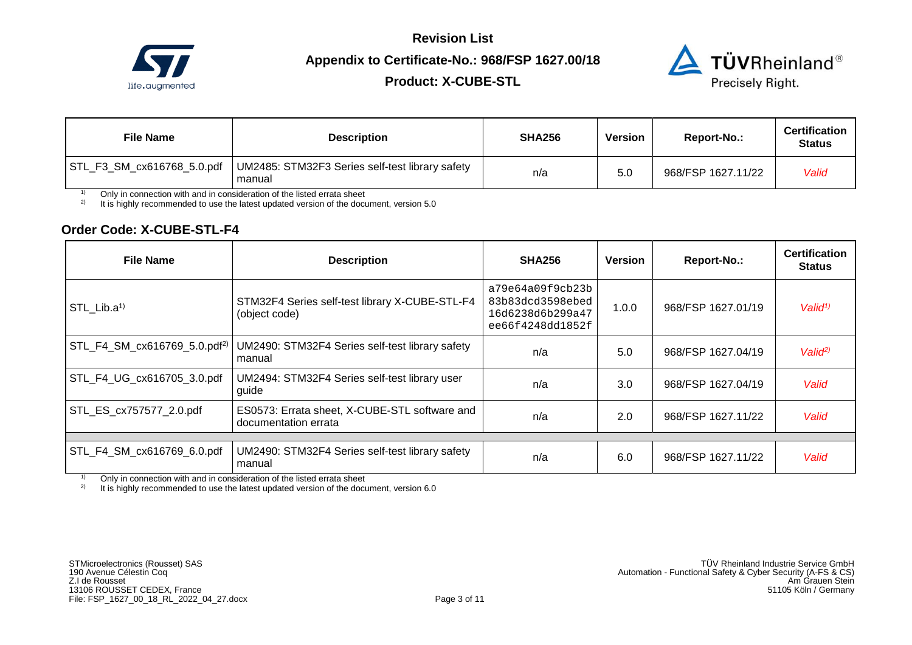**Revision List**

**Appendix to Certificate-No.: 968/FSP 1627.00/18**

**Product: X-CUBE-STL**

| File Name | Description | SHA256 | Version | Report-No.: | Certification Status |
|---|---|---|---|---|---|
| STL_F3_SM_cx616768_5.0.pdf | UM2485: STM32F3 Series self-test library safety manual | n/a | 5.0 | 968/FSP 1627.11/22 | *Valid* |

1) Only in connection with and in consideration of the listed errata sheet
2) It is highly recommended to use the latest updated version of the document, version 5.0

### Order Code: X-CUBE-STL-F4

| File Name | Description | SHA256 | Version | Report-No.: | Certification Status |
|---|---|---|---|---|---|
| STL_Lib.a[1)] | STM32F4 Series self-test library X-CUBE-STL-F4 (object code) | a79e64a09f9cb23b83b83dcd3598ebed16d6238d6b299a47ee66f4248dd1852f | 1.0.0 | 968/FSP 1627.01/19 | *Valid[1)]* |
| STL_F4_SM_cx616769_5.0.pdf[2)] | UM2490: STM32F4 Series self-test library safety manual | n/a | 5.0 | 968/FSP 1627.04/19 | *Valid[2)]* |
| STL_F4_UG_cx616705_3.0.pdf | UM2494: STM32F4 Series self-test library user guide | n/a | 3.0 | 968/FSP 1627.04/19 | *Valid* |
| STL_ES_cx757577_2.0.pdf | ES0573: Errata sheet, X-CUBE-STL software and documentation errata | n/a | 2.0 | 968/FSP 1627.11/22 | *Valid* |
| | | | | | |
| STL_F4_SM_cx616769_6.0.pdf | UM2490: STM32F4 Series self-test library safety manual | n/a | 6.0 | 968/FSP 1627.11/22 | *Valid* |

1) Only in connection with and in consideration of the listed errata sheet
2) It is highly recommended to use the latest updated version of the document, version 6.0

STMicroelectronics (Rousset) SAS
190 Avenue Célestin Coq
Z.I de Rousset
13106 ROUSSET CEDEX, France
File: FSP_1627_00_18_RL_2022_04_27.docx

TÜV Rheinland Industrie Service GmbH
Automation - Functional Safety & Cyber Security (A-FS & CS)
Am Grauen Stein
51105 Köln / Germany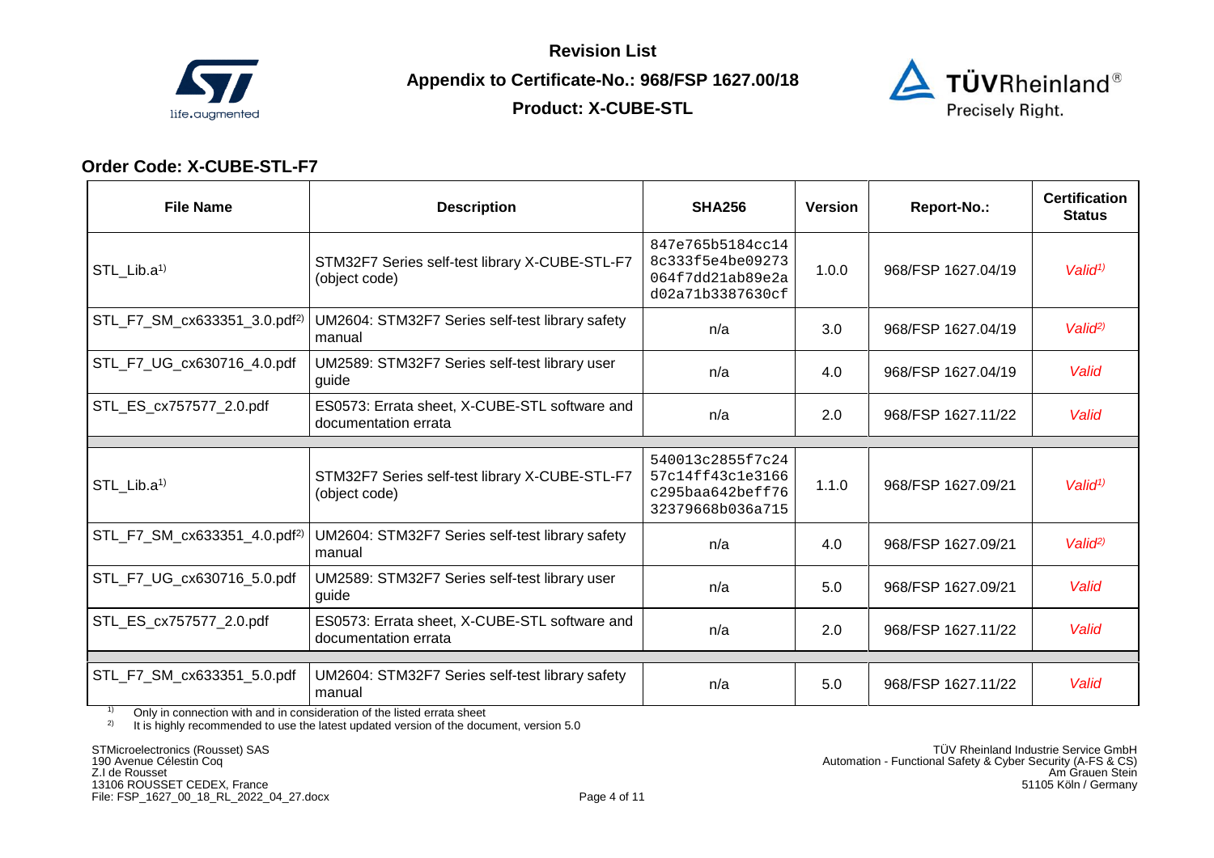**Revision List**

**Appendix to Certificate-No.: 968/FSP 1627.00/18**

**Product: X-CUBE-STL**

## Order Code: X-CUBE-STL-F7

| File Name | Description | SHA256 | Version | Report-No.: | Certification Status |
|---|---|---|---|---|---|
| STL_Lib.a[1)] | STM32F7 Series self-test library X-CUBE-STL-F7 (object code) | 847e765b5184cc14 8c333f5e4be09273 064f7dd21ab89e2a d02a71b3387630cf | 1.0.0 | 968/FSP 1627.04/19 | *Valid[1)]* |
| STL_F7_SM_cx633351_3.0.pdf[2)] | UM2604: STM32F7 Series self-test library safety manual | n/a | 3.0 | 968/FSP 1627.04/19 | *Valid[2)]* |
| STL_F7_UG_cx630716_4.0.pdf | UM2589: STM32F7 Series self-test library user guide | n/a | 4.0 | 968/FSP 1627.04/19 | *Valid* |
| STL_ES_cx757577_2.0.pdf | ES0573: Errata sheet, X-CUBE-STL software and documentation errata | n/a | 2.0 | 968/FSP 1627.11/22 | *Valid* |
| | | | | | |
| STL_Lib.a[1)] | STM32F7 Series self-test library X-CUBE-STL-F7 (object code) | 540013c2855f7c24 57c14ff43c1e3166 c295baa642beff76 32379668b036a715 | 1.1.0 | 968/FSP 1627.09/21 | *Valid[1)]* |
| STL_F7_SM_cx633351_4.0.pdf[2)] | UM2604: STM32F7 Series self-test library safety manual | n/a | 4.0 | 968/FSP 1627.09/21 | *Valid[2)]* |
| STL_F7_UG_cx630716_5.0.pdf | UM2589: STM32F7 Series self-test library user guide | n/a | 5.0 | 968/FSP 1627.09/21 | *Valid* |
| STL_ES_cx757577_2.0.pdf | ES0573: Errata sheet, X-CUBE-STL software and documentation errata | n/a | 2.0 | 968/FSP 1627.11/22 | *Valid* |
| | | | | | |
| STL_F7_SM_cx633351_5.0.pdf | UM2604: STM32F7 Series self-test library safety manual | n/a | 5.0 | 968/FSP 1627.11/22 | *Valid* |

[1)] Only in connection with and in consideration of the listed errata sheet

[2)] It is highly recommended to use the latest updated version of the document, version 5.0

STMicroelectronics (Rousset) SAS
190 Avenue Célestin Coq
Z.I de Rousset
13106 ROUSSET CEDEX, France
File: FSP_1627_00_18_RL_2022_04_27.docx

TÜV Rheinland Industrie Service GmbH
Automation - Functional Safety & Cyber Security (A-FS & CS)
Am Grauen Stein
51105 Köln / Germany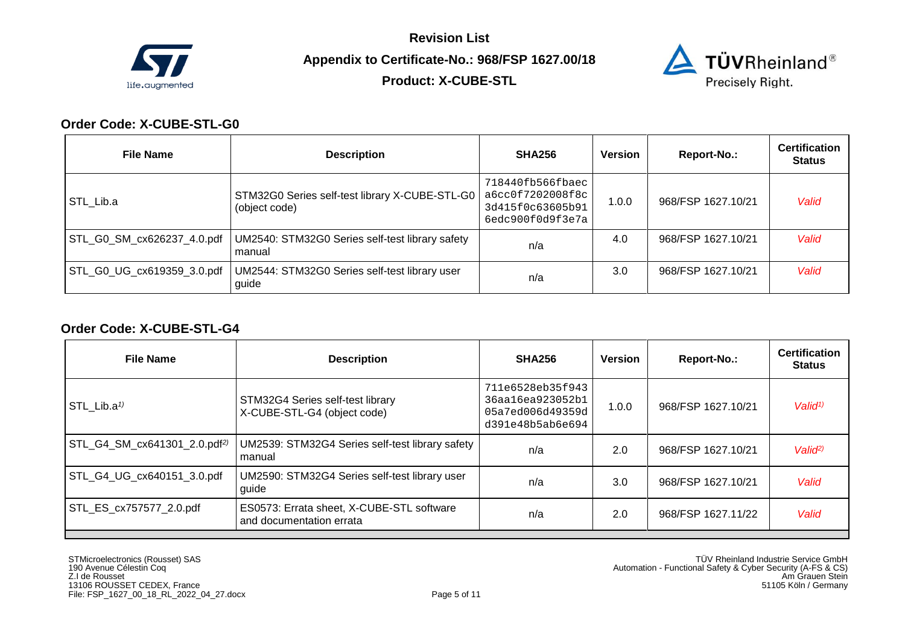## Order Code: X-CUBE-STL-G0

| File Name | Description | SHA256 | Version | Report-No.: | Certification Status |
|---|---|---|---|---|---|
| STL_Lib.a | STM32G0 Series self-test library X-CUBE-STL-G0 (object code) | 718440fb566fbaec a6cc0f7202008f8c 3d415f0c63605b91 6edc900f0d9f3e7a | 1.0.0 | 968/FSP 1627.10/21 | *Valid* |
| STL_G0_SM_cx626237_4.0.pdf | UM2540: STM32G0 Series self-test library safety manual | n/a | 4.0 | 968/FSP 1627.10/21 | *Valid* |
| STL_G0_UG_cx619359_3.0.pdf | UM2544: STM32G0 Series self-test library user guide | n/a | 3.0 | 968/FSP 1627.10/21 | *Valid* |

## Order Code: X-CUBE-STL-G4

| File Name | Description | SHA256 | Version | Report-No.: | Certification Status |
|---|---|---|---|---|---|
| STL_Lib.a[1)] | STM32G4 Series self-test library X-CUBE-STL-G4 (object code) | 711e6528eb35f943 36aa16ea923052b1 05a7ed006d49359d d391e48b5ab6e694 | 1.0.0 | 968/FSP 1627.10/21 | *Valid*[1)] |
| STL_G4_SM_cx641301_2.0.pdf[2)] | UM2539: STM32G4 Series self-test library safety manual | n/a | 2.0 | 968/FSP 1627.10/21 | *Valid*[2)] |
| STL_G4_UG_cx640151_3.0.pdf | UM2590: STM32G4 Series self-test library user guide | n/a | 3.0 | 968/FSP 1627.10/21 | *Valid* |
| STL_ES_cx757577_2.0.pdf | ES0573: Errata sheet, X-CUBE-STL software and documentation errata | n/a | 2.0 | 968/FSP 1627.11/22 | *Valid* |

STMicroelectronics (Rousset) SAS
190 Avenue Célestin Coq
Z.I de Rousset
13106 ROUSSET CEDEX, France
File: FSP_1627_00_18_RL_2022_04_27.docx

TÜV Rheinland Industrie Service GmbH
Automation - Functional Safety & Cyber Security (A-FS & CS)
Am Grauen Stein
51105 Köln / Germany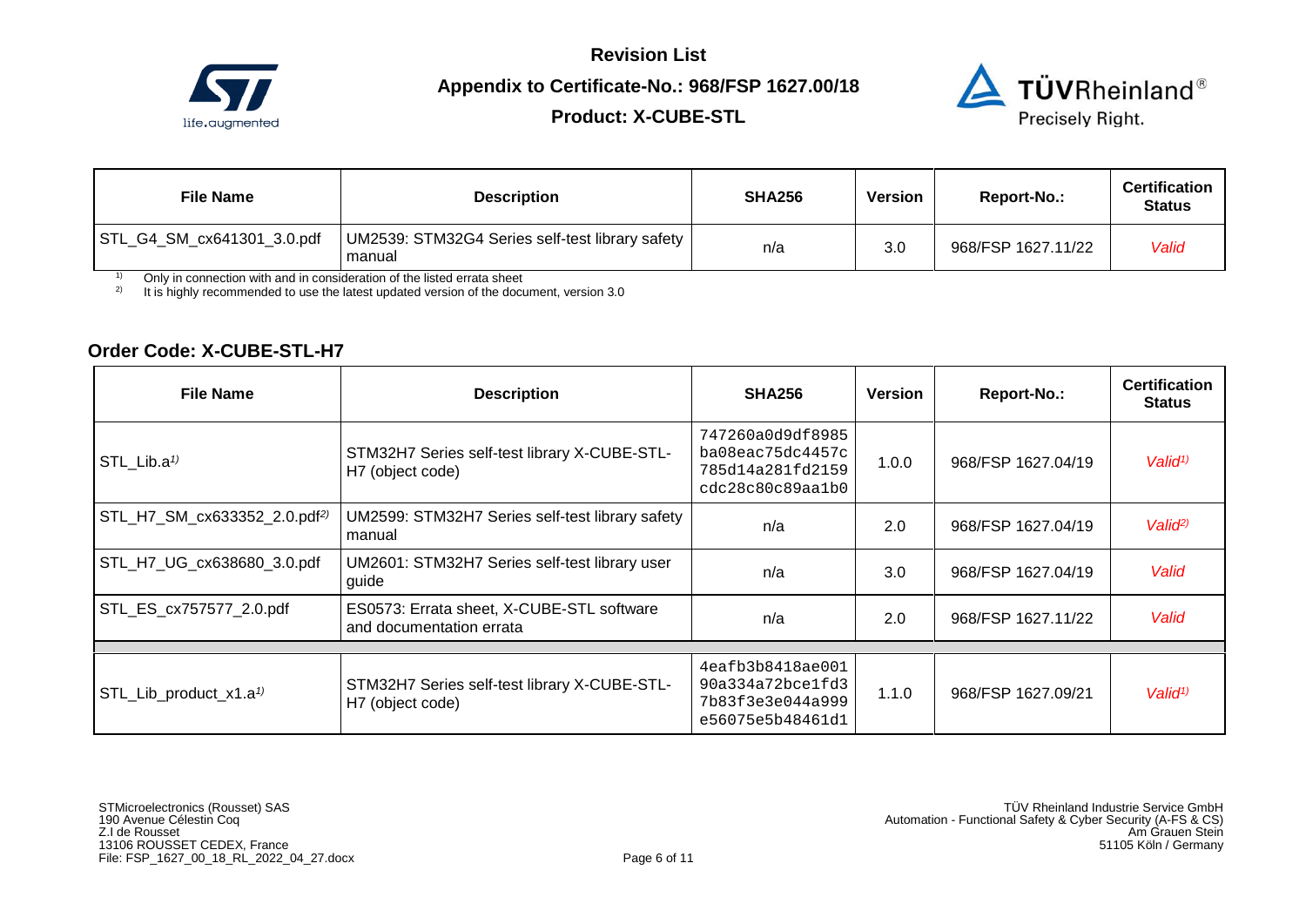| File Name | Description | SHA256 | Version | Report-No.: | Certification Status |
|---|---|---|---|---|---|
| STL_G4_SM_cx641301_3.0.pdf | UM2539: STM32G4 Series self-test library safety manual | n/a | 3.0 | 968/FSP 1627.11/22 | *Valid* |

1) Only in connection with and in consideration of the listed errata sheet
2) It is highly recommended to use the latest updated version of the document, version 3.0

### Order Code: X-CUBE-STL-H7

| File Name | Description | SHA256 | Version | Report-No.: | Certification Status |
|---|---|---|---|---|---|
| STL_Lib.a1) | STM32H7 Series self-test library X-CUBE-STL-H7 (object code) | 747260a0d9df8985ba08eac75dc4457c785d14a281fd2159cdc28c80c89aa1b0 | 1.0.0 | 968/FSP 1627.04/19 | *Valid1)* |
| STL_H7_SM_cx633352_2.0.pdf2) | UM2599: STM32H7 Series self-test library safety manual | n/a | 2.0 | 968/FSP 1627.04/19 | *Valid2)* |
| STL_H7_UG_cx638680_3.0.pdf | UM2601: STM32H7 Series self-test library user guide | n/a | 3.0 | 968/FSP 1627.04/19 | *Valid* |
| STL_ES_cx757577_2.0.pdf | ES0573: Errata sheet, X-CUBE-STL software and documentation errata | n/a | 2.0 | 968/FSP 1627.11/22 | *Valid* |
| | | | | | |
| STL_Lib_product_x1.a1) | STM32H7 Series self-test library X-CUBE-STL-H7 (object code) | 4eafb3b8418ae00190a334a72bce1fd37b83f3e3e044a999e56075e5b48461d1 | 1.1.0 | 968/FSP 1627.09/21 | *Valid1)* |

STMicroelectronics (Rousset) SAS
190 Avenue Célestin Coq
Z.I de Rousset
13106 ROUSSET CEDEX, France
File: FSP_1627_00_18_RL_2022_04_27.docx

TÜV Rheinland Industrie Service GmbH
Automation - Functional Safety & Cyber Security (A-FS & CS)
Am Grauen Stein
51105 Köln / Germany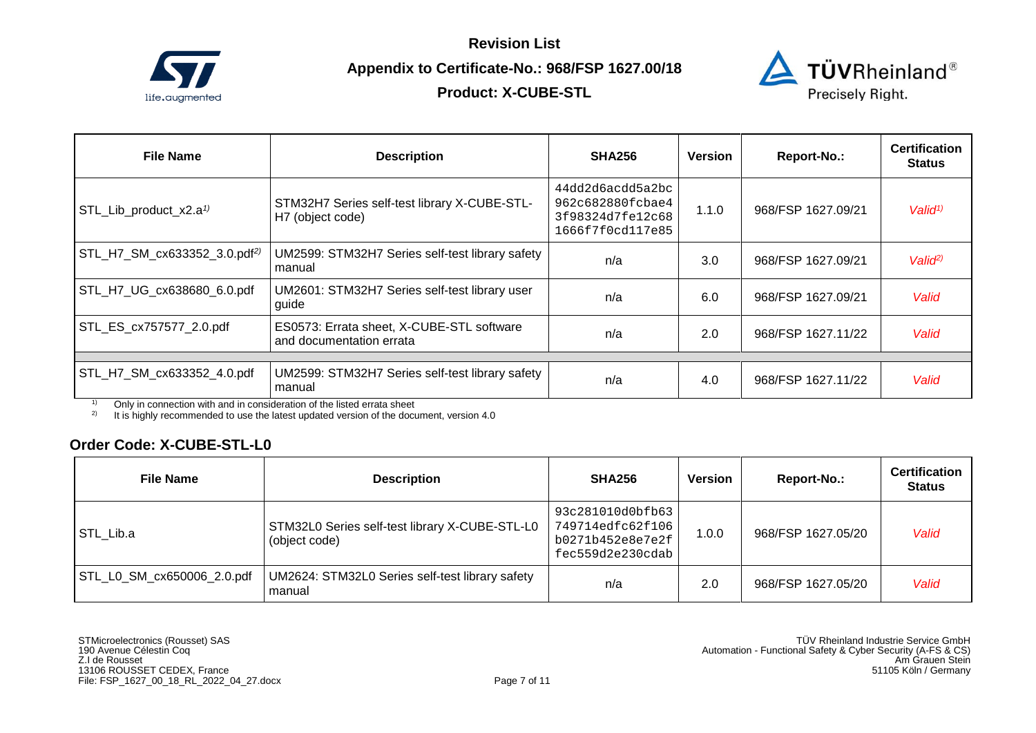| File Name | Description | SHA256 | Version | Report-No.: | Certification Status |
|---|---|---|---|---|---|
| STL_Lib_product_x2.a[1)] | STM32H7 Series self-test library X-CUBE-STL-H7 (object code) | 44dd2d6acdd5a2bc962c682880fcbae43f98324d7fe12c681666f7f0cd117e85 | 1.1.0 | 968/FSP 1627.09/21 | *Valid[1)]* |
| STL_H7_SM_cx633352_3.0.pdf[2)] | UM2599: STM32H7 Series self-test library safety manual | n/a | 3.0 | 968/FSP 1627.09/21 | *Valid[2)]* |
| STL_H7_UG_cx638680_6.0.pdf | UM2601: STM32H7 Series self-test library user guide | n/a | 6.0 | 968/FSP 1627.09/21 | *Valid* |
| STL_ES_cx757577_2.0.pdf | ES0573: Errata sheet, X-CUBE-STL software and documentation errata | n/a | 2.0 | 968/FSP 1627.11/22 | *Valid* |
| | | | | | |
| STL_H7_SM_cx633352_4.0.pdf | UM2599: STM32H7 Series self-test library safety manual | n/a | 4.0 | 968/FSP 1627.11/22 | *Valid* |

[1)] Only in connection with and in consideration of the listed errata sheet
[2)] It is highly recommended to use the latest updated version of the document, version 4.0

## Order Code: X-CUBE-STL-L0

| File Name | Description | SHA256 | Version | Report-No.: | Certification Status |
|---|---|---|---|---|---|
| STL_Lib.a | STM32L0 Series self-test library X-CUBE-STL-L0 (object code) | 93c281010d0bfb63749714edfc62f106b0271b452e8e7e2ffec559d2e230cdab | 1.0.0 | 968/FSP 1627.05/20 | *Valid* |
| STL_L0_SM_cx650006_2.0.pdf | UM2624: STM32L0 Series self-test library safety manual | n/a | 2.0 | 968/FSP 1627.05/20 | *Valid* |

STMicroelectronics (Rousset) SAS
190 Avenue Célestin Coq
Z.I de Rousset
13106 ROUSSET CEDEX, France
File: FSP_1627_00_18_RL_2022_04_27.docx

TÜV Rheinland Industrie Service GmbH
Automation - Functional Safety & Cyber Security (A-FS & CS)
Am Grauen Stein
51105 Köln / Germany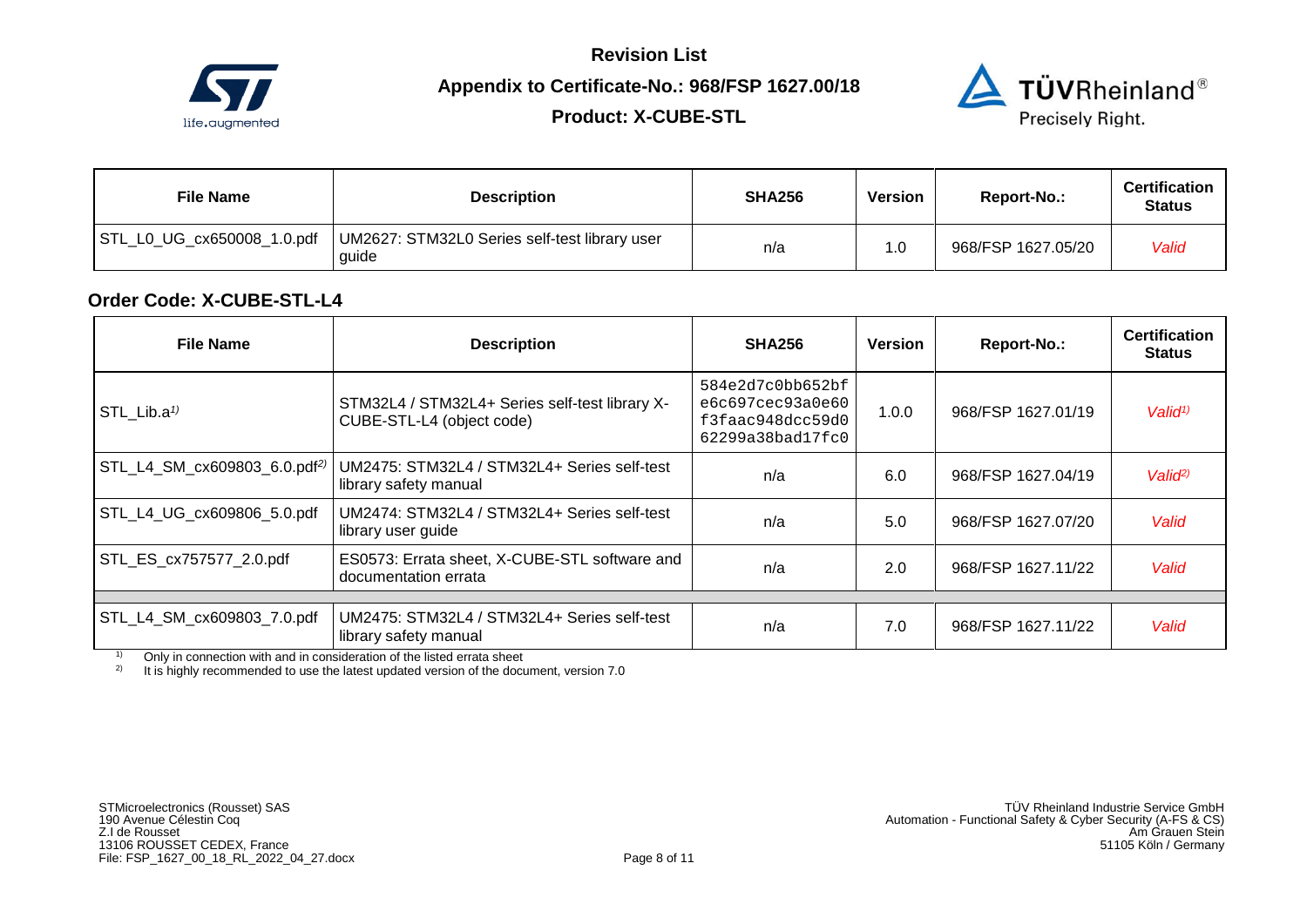| File Name | Description | SHA256 | Version | Report-No.: | Certification Status |
|---|---|---|---|---|---|
| STL_L0_UG_cx650008_1.0.pdf | UM2627: STM32L0 Series self-test library user guide | n/a | 1.0 | 968/FSP 1627.05/20 | *Valid* |

## Order Code: X-CUBE-STL-L4

| File Name | Description | SHA256 | Version | Report-No.: | Certification Status |
|---|---|---|---|---|---|
| STL_Lib.a[1)] | STM32L4 / STM32L4+ Series self-test library X-CUBE-STL-L4 (object code) | 584e2d7c0bb652bf e6c697cec93a0e60 f3faac948dcc59d0 62299a38bad17fc0 | 1.0.0 | 968/FSP 1627.01/19 | *Valid*[1)] |
| STL_L4_SM_cx609803_6.0.pdf[2)] | UM2475: STM32L4 / STM32L4+ Series self-test library safety manual | n/a | 6.0 | 968/FSP 1627.04/19 | *Valid*[2)] |
| STL_L4_UG_cx609806_5.0.pdf | UM2474: STM32L4 / STM32L4+ Series self-test library user guide | n/a | 5.0 | 968/FSP 1627.07/20 | *Valid* |
| STL_ES_cx757577_2.0.pdf | ES0573: Errata sheet, X-CUBE-STL software and documentation errata | n/a | 2.0 | 968/FSP 1627.11/22 | *Valid* |
| | | | | | |
| STL_L4_SM_cx609803_7.0.pdf | UM2475: STM32L4 / STM32L4+ Series self-test library safety manual | n/a | 7.0 | 968/FSP 1627.11/22 | *Valid* |

[1)] Only in connection with and in consideration of the listed errata sheet

[2)] It is highly recommended to use the latest updated version of the document, version 7.0

STMicroelectronics (Rousset) SAS
190 Avenue Célestin Coq
Z.I de Rousset
13106 ROUSSET CEDEX, France
File: FSP_1627_00_18_RL_2022_04_27.docx

TÜV Rheinland Industrie Service GmbH
Automation - Functional Safety & Cyber Security (A-FS & CS)
Am Grauen Stein
51105 Köln / Germany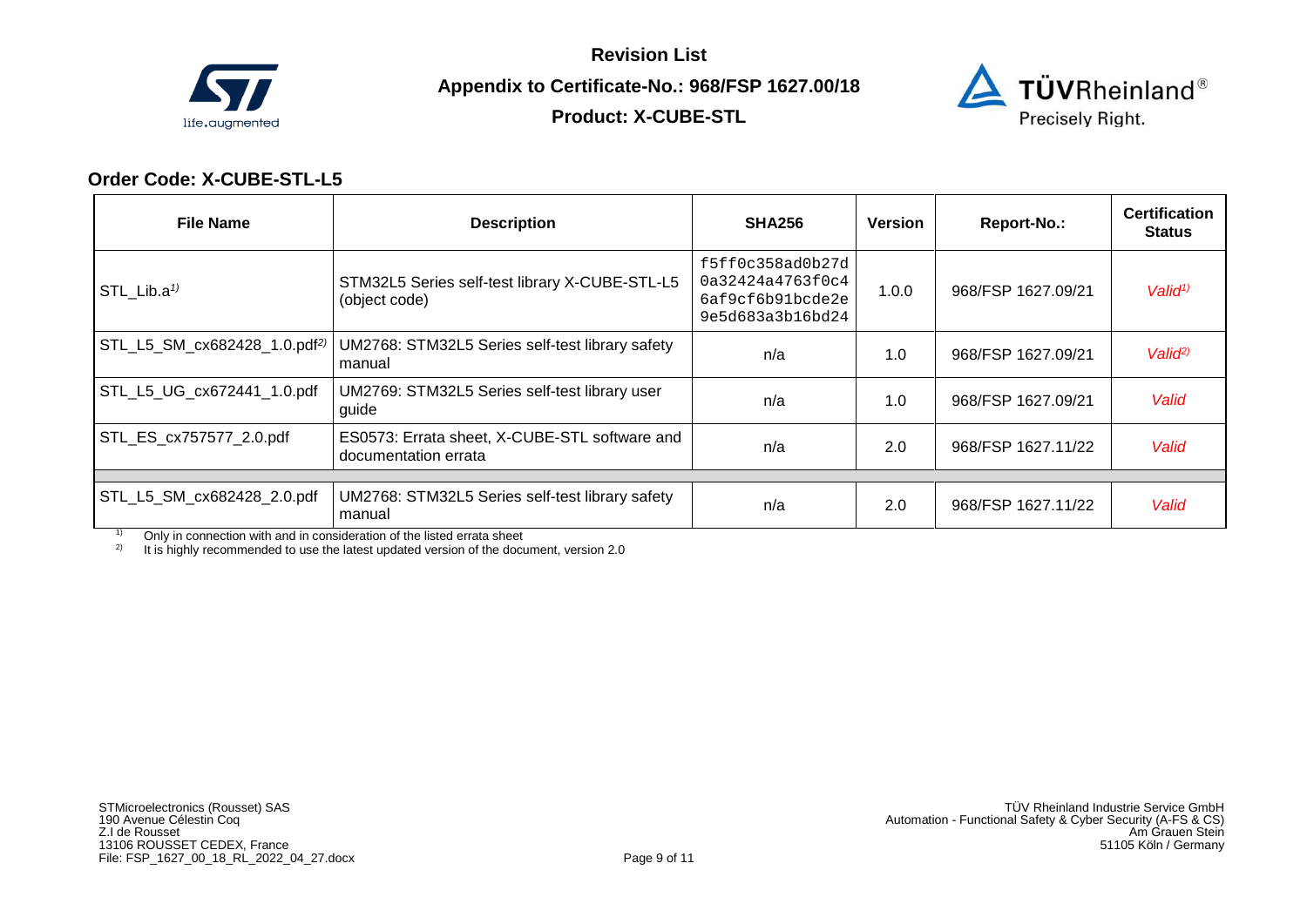Revision List

Appendix to Certificate-No.: 968/FSP 1627.00/18

Product: X-CUBE-STL

## Order Code: X-CUBE-STL-L5

| File Name | Description | SHA256 | Version | Report-No.: | Certification Status |
|---|---|---|---|---|---|
| STL_Lib.a[1)] | STM32L5 Series self-test library X-CUBE-STL-L5 (object code) | f5ff0c358ad0b27d 0a32424a4763f0c4 6af9cf6b91bcde2e 9e5d683a3b16bd24 | 1.0.0 | 968/FSP 1627.09/21 | *Valid*[1)] |
| STL_L5_SM_cx682428_1.0.pdf[2)] | UM2768: STM32L5 Series self-test library safety manual | n/a | 1.0 | 968/FSP 1627.09/21 | *Valid*[2)] |
| STL_L5_UG_cx672441_1.0.pdf | UM2769: STM32L5 Series self-test library user guide | n/a | 1.0 | 968/FSP 1627.09/21 | *Valid* |
| STL_ES_cx757577_2.0.pdf | ES0573: Errata sheet, X-CUBE-STL software and documentation errata | n/a | 2.0 | 968/FSP 1627.11/22 | *Valid* |
| | | | | | |
| STL_L5_SM_cx682428_2.0.pdf | UM2768: STM32L5 Series self-test library safety manual | n/a | 2.0 | 968/FSP 1627.11/22 | *Valid* |

[1)] Only in connection with and in consideration of the listed errata sheet

[2)] It is highly recommended to use the latest updated version of the document, version 2.0

STMicroelectronics (Rousset) SAS
190 Avenue Célestin Coq
Z.I de Rousset
13106 ROUSSET CEDEX, France
File: FSP_1627_00_18_RL_2022_04_27.docx

TÜV Rheinland Industrie Service GmbH
Automation - Functional Safety & Cyber Security (A-FS & CS)
Am Grauen Stein
51105 Köln / Germany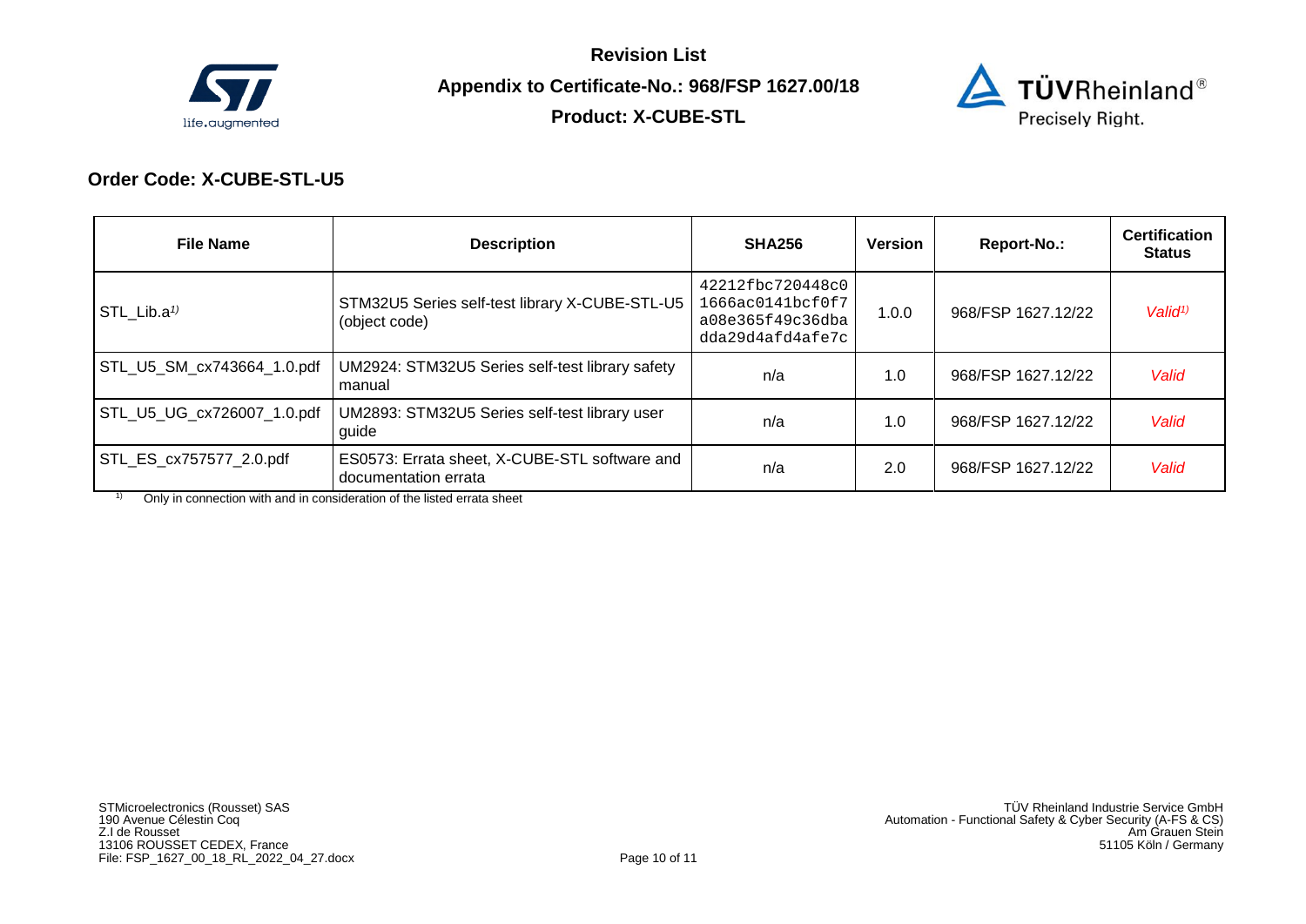**Revision List**

**Appendix to Certificate-No.: 968/FSP 1627.00/18**

**Product: X-CUBE-STL**

## Order Code: X-CUBE-STL-U5

| File Name | Description | SHA256 | Version | Report-No.: | Certification Status |
|---|---|---|---|---|---|
| STL_Lib.a[1)] | STM32U5 Series self-test library X-CUBE-STL-U5 (object code) | 42212fbc720448c0 1666ac0141bcf0f7 a08e365f49c36dba dda29d4afd4afe7c | 1.0.0 | 968/FSP 1627.12/22 | *Valid*[1)] |
| STL_U5_SM_cx743664_1.0.pdf | UM2924: STM32U5 Series self-test library safety manual | n/a | 1.0 | 968/FSP 1627.12/22 | *Valid* |
| STL_U5_UG_cx726007_1.0.pdf | UM2893: STM32U5 Series self-test library user guide | n/a | 1.0 | 968/FSP 1627.12/22 | *Valid* |
| STL_ES_cx757577_2.0.pdf | ES0573: Errata sheet, X-CUBE-STL software and documentation errata | n/a | 2.0 | 968/FSP 1627.12/22 | *Valid* |

[1)] Only in connection with and in consideration of the listed errata sheet

STMicroelectronics (Rousset) SAS
190 Avenue Célestin Coq
Z.I de Rousset
13106 ROUSSET CEDEX, France
File: FSP_1627_00_18_RL_2022_04_27.docx

TÜV Rheinland Industrie Service GmbH
Automation - Functional Safety & Cyber Security (A-FS & CS)
Am Grauen Stein
51105 Köln / Germany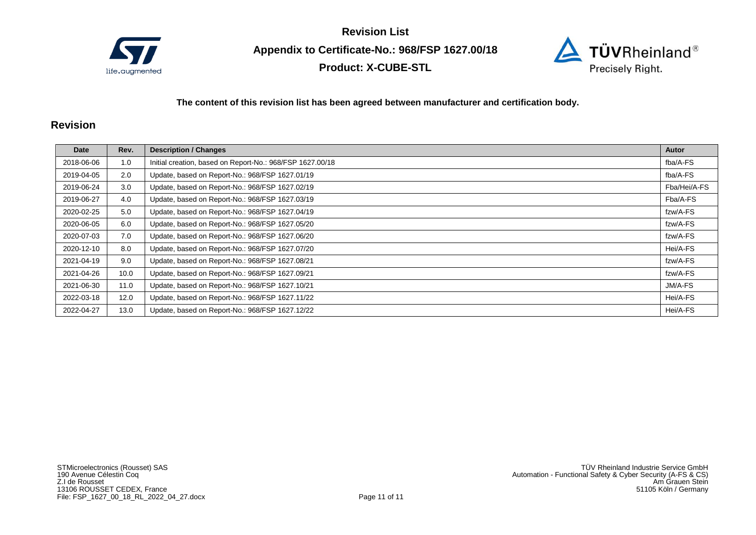**Revision List**

**Appendix to Certificate-No.: 968/FSP 1627.00/18**

**Product: X-CUBE-STL**

**The content of this revision list has been agreed between manufacturer and certification body.**

## Revision

| Date | Rev. | Description / Changes | Autor |
|---|---|---|---|
| 2018-06-06 | 1.0 | Initial creation, based on Report-No.: 968/FSP 1627.00/18 | fba/A-FS |
| 2019-04-05 | 2.0 | Update, based on Report-No.: 968/FSP 1627.01/19 | fba/A-FS |
| 2019-06-24 | 3.0 | Update, based on Report-No.: 968/FSP 1627.02/19 | Fba/Hei/A-FS |
| 2019-06-27 | 4.0 | Update, based on Report-No.: 968/FSP 1627.03/19 | Fba/A-FS |
| 2020-02-25 | 5.0 | Update, based on Report-No.: 968/FSP 1627.04/19 | fzw/A-FS |
| 2020-06-05 | 6.0 | Update, based on Report-No.: 968/FSP 1627.05/20 | fzw/A-FS |
| 2020-07-03 | 7.0 | Update, based on Report-No.: 968/FSP 1627.06/20 | fzw/A-FS |
| 2020-12-10 | 8.0 | Update, based on Report-No.: 968/FSP 1627.07/20 | Hei/A-FS |
| 2021-04-19 | 9.0 | Update, based on Report-No.: 968/FSP 1627.08/21 | fzw/A-FS |
| 2021-04-26 | 10.0 | Update, based on Report-No.: 968/FSP 1627.09/21 | fzw/A-FS |
| 2021-06-30 | 11.0 | Update, based on Report-No.: 968/FSP 1627.10/21 | JM/A-FS |
| 2022-03-18 | 12.0 | Update, based on Report-No.: 968/FSP 1627.11/22 | Hei/A-FS |
| 2022-04-27 | 13.0 | Update, based on Report-No.: 968/FSP 1627.12/22 | Hei/A-FS |